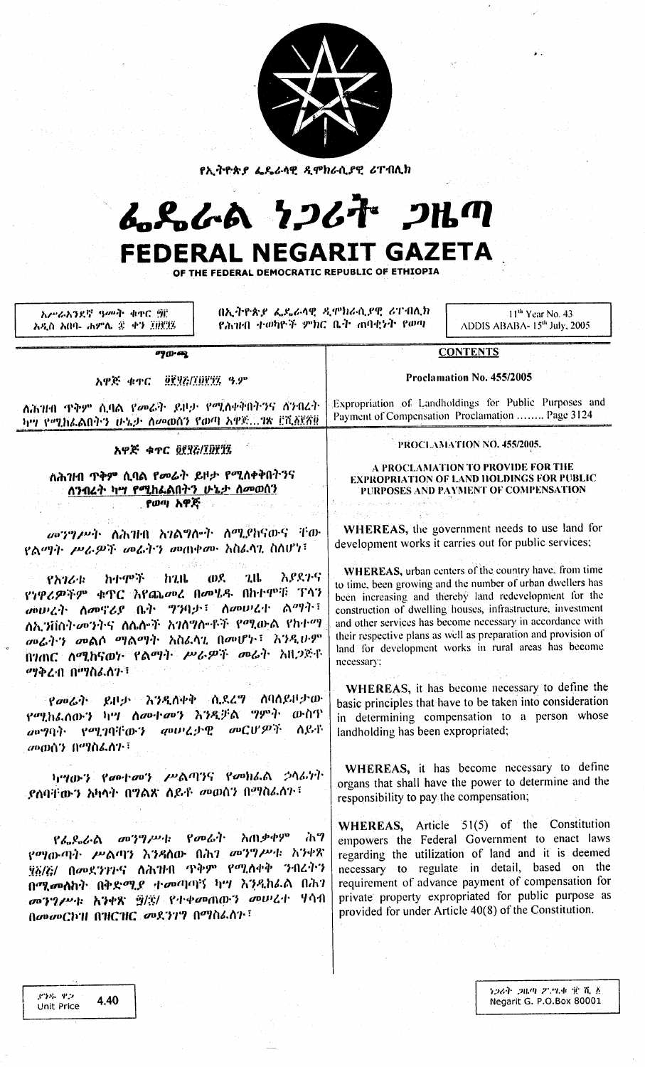የኢትዮጵያ ፌዴራላዊ ዲሞክራሲያዊ ሪፐብሊክ

# ፌዴራል ነጋሪት ጋዜጣ

# FEDERAL NEGARIT GAZETA

OF THE FEDERAL DEMOCRATIC REPUBLIC OF ETHIOPIA

አሥራአንደኛ ዓመት ቁጥር ፵፫
አዲስ አበባ- ሐምሌ ፰ ቀን ፲፱፻፺፯

በኢትዮጵያ ፌዴራላዊ ዲሞክራሲያዊ ሪፐብሊክ የሕዝብ ተወካዮች ምክር ቤት ጠባቂነት የወጣ

11th Year No. 43
ADDIS ABABA- 15th July, 2005

## ማውጫ

አዋጅ ቁጥር ፬፻፶፭/፲፱፻፺፯ ዓ.ም

ለሕዝብ ጥቅም ሲባል የመሬት ይዞታ የሚለቀቀበትንና ለንብረት ካሣ የሚከፈልበትን ሁኔታ ለመወሰን የወጣ አዋጅ...ገጽ ፫ሺ፩፻፳፬

## CONTENTS

Proclamation No. 455/2005

Expropriation of Landholdings for Public Purposes and Payment of Compensation Proclamation ........ Page 3124

## አዋጅ ቁጥር ፬፻፶፭/፲፱፻፺፯

### ለሕዝብ ጥቅም ሲባል የመሬት ይዞታ የሚለቀቀበትንና ለንብረት ካሣ የሚከፈልበትን ሁኔታ ለመወሰን የወጣ አዋጅ

መንግሥት ለሕዝብ አገልግሎት ለሚያከናውናቸው የልማት ሥራዎች መሬትን መጠቀሙ አስፈላጊ ስለሆነ፤

የአገሪቱ ከተሞች ከጊዜ ወደ ጊዜ እያደጉና የነዋሪዎችም ቁጥር እየጨመረ በመሄዱ በከተሞቹ ፕላን መሠረት ለመኖሪያ ቤት ግንባታ፣ ለመሠረተ ልማት፣ ለኢንቨስትመንትና ለሌሎች አገልግሎቶች የሚውል የከተማ መሬትን መልሶ ማልማት አስፈላጊ በመሆኑ፤ እንዲሁም በገጠር ለሚከናወኑ የልማት ሥራዎች መሬት አዘጋጅቶ ማቅረብ በማስፈለጉ፤

የመሬት ይዞታ እንዲለቀቅ ሲደረግ ለባለይዞታው የሚከፈለውን ካሣ ለመተመን እንዲቻል ግምት ውስጥ መግባት የሚገባቸውን መሠረታዊ መርሆዎች ለይቶ መወሰን በማስፈለጉ፤

ካሣውን የመተመን ሥልጣንና የመክፈል ኃላፊነት ያለባቸውን አካላት በግልጽ ለይቶ መወሰን በማስፈለጉ፤

የፌዴራል መንግሥት የመሬት አጠቃቀም ሕግ የማውጣት ሥልጣን እንዳለው በሕገ መንግሥቱ አንቀጽ ፶፩/፭/ በመደንገጉና ለሕዝብ ጥቅም የሚለቀቅ ንብረትን በሚመለከት በቅድሚያ ተመጣጣኝ ካሣ እንዲከፈል በሕገ መንግሥቱ አንቀጽ ፵/፰/ የተቀመጠውን መሠረት ሃሳብ በመመርኮዝ በዝርዝር መደንገግ በማስፈለጉ፤

## PROCLAMATION NO. 455/2005.

### A PROCLAMATION TO PROVIDE FOR THE EXPROPRIATION OF LAND HOLDINGS FOR PUBLIC PURPOSES AND PAYMENT OF COMPENSATION

**WHEREAS**, the government needs to use land for development works it carries out for public services;

**WHEREAS**, urban centers of the country have, from time to time, been growing and the number of urban dwellers has been increasing and thereby land redevelopment for the construction of dwelling houses, infrastructure, investment and other services has become necessary in accordance with their respective plans as well as preparation and provision of land for development works in rural areas has become necessary;

**WHEREAS**, it has become necessary to define the basic principles that have to be taken into consideration in determining compensation to a person whose landholding has been expropriated;

**WHEREAS**, it has become necessary to define organs that shall have the power to determine and the responsibility to pay the compensation;

**WHEREAS**, Article 51(5) of the Constitution empowers the Federal Government to enact laws regarding the utilization of land and it is deemed necessary to regulate in detail, based on the requirement of advance payment of compensation for private property expropriated for public purpose as provided for under Article 40(8) of the Constitution.

ያንዱ ዋጋ
Unit Price 4.40

ነጋሪት ጋዜጣ ፖ.ሣ.ቁ ፹ሺ፩
Negarit G. P.O.Box 80001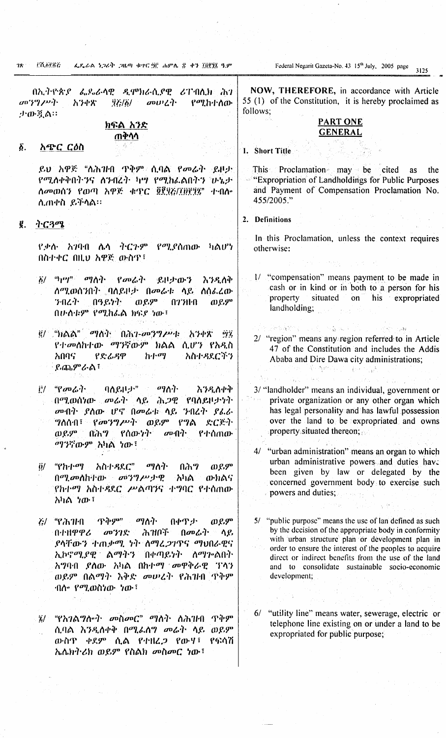በኢትዮጵያ ፌዴራላዊ ዲሞክራሲያዊ ሪፐብሊክ ሕገ መንግሥት አንቀጽ ፶፭/፩/ መሠረት የሚከተለው ታውጇል፡፡

## ክፍል አንድ
## ጠቅላላ

**፩. አጭር ርዕስ**

ይህ አዋጅ "ለሕዝብ ጥቅም ሲባል የመሬት ይዞታ የሚለቀቅበትንና ለንብረት ካሣ የሚከፈልበትን ሁኔታ ለመወሰን የወጣ አዋጅ ቁጥር ፬፻፶፭/፲፱፻፺፯" ተብሎ ሊጠቀስ ይችላል፡፡

**፪. ትርጓሜ**

የቃሉ አገባብ ሌላ ትርጉም የሚያሰጠው ካልሆነ በስተቀር በዚህ አዋጅ ውስጥ፣

፩/ "ካሣ" ማለት የመሬት ይዞታውን እንዲለቅ ለሚወሰንበት ባለይዞታ በመሬቱ ላይ ስለፈረው ንብረት በዓይነት ወይም በገንዘብ ወይም በሁለቱም የሚከፈል ክፍያ ነው፣

፪/ "ክልል" ማለት በሕገ-መንግሥቱ አንቀጽ ፵፯ የተመለከተው ማንኛውም ክልል ሲሆን የአዲስ አበባና የድሬዳዋ ከተማ አስተዳደሮችን ይጨምራል፣

፫/ "የመሬት ባለይዞታ" ማለት እንዲለቀቅ በሚወሰነው መሬት ላይ ሕጋዊ የባለይዞታነት መብት ያለው ሆኖ በመሬቱ ላይ ንብረት ያፈራ ግለሰብ፣ የመንግሥት ወይም የግል ድርጅት ወይም በሕግ የሰውነት መብት የተሰጠው ማንኛውም አካል ነው፣

፬/ "የከተማ አስተዳደር" ማለት በሕግ ወይም በሚመለከተው መንግሥታዊ አካል ውክልና የከተማ አስተዳደር ሥልጣንና ተግባር የተሰጠው አካል ነው፣

፭/ "የሕዝብ ጥቅም" ማለት በቀጥታ ወይም በተዘዋዋሪ መንገድ ሕዝቦች በመሬቱ ላይ ያላቸውን ተጠቃሚ ነት ለማረጋገጥና ማህበራዊና ኢኮኖሚያዊ ልማትን በቀጣይነት ለማገጐልበት አግባብ ያለው አካል በከተማ መዋቅራዊ ፕላን ወይም በልማት እቅድ መሠረት የሕዝብ ጥቅም ብሎ የሚወስነው ነው፣

፮/ "የአገልግሎት መስመር" ማለት ለሕዝብ ጥቅም ሲባል እንዲለቀቅ በሚፈለግ መሬት ላይ ወይም ውስጥ ቀደም ሲል የተዘረጋ የውሃ፣ የፍሳሽ ኤሌክትሪክ ወይም የስልክ መስመር ነው፣

NOW, THEREFORE, in accordance with Article 55 (1) of the Constitution, it is hereby proclaimed as follows;

## PART ONE
## GENERAL

**1. Short Title**

This Proclamation may be cited as the "Expropriation of Landholdings for Public Purposes and Payment of Compensation Proclamation No. 455/2005."

**2. Definitions**

In this Proclamation, unless the context requires otherwise:

1/ "compensation" means payment to be made in cash or in kind or in both to a person for his property situated on his expropriated landholding;

2/ "region" means any region referred to in Article 47 of the Constitution and includes the Addis Ababa and Dire Dawa city administrations;

3/ "landholder" means an individual, government or private organization or any other organ which has legal personality and has lawful possession over the land to be expropriated and owns property situated thereon;

4/ "urban administration" means an organ to which urban administrative powers and duties have been given by law or delegated by the concerned government body to exercise such powers and duties;

5/ "public purpose" means the use of lan defined as such by the decision of the appropriate body in conformity with urban structure plan or development plan in order to ensure the interest of the peoples to acquire direct or indirect benefits from the use of the land and to consolidate sustainable socio-economic development;

6/ "utility line" means water, sewerage, electric or telephone line existing on or under a land to be expropriated for public purpose;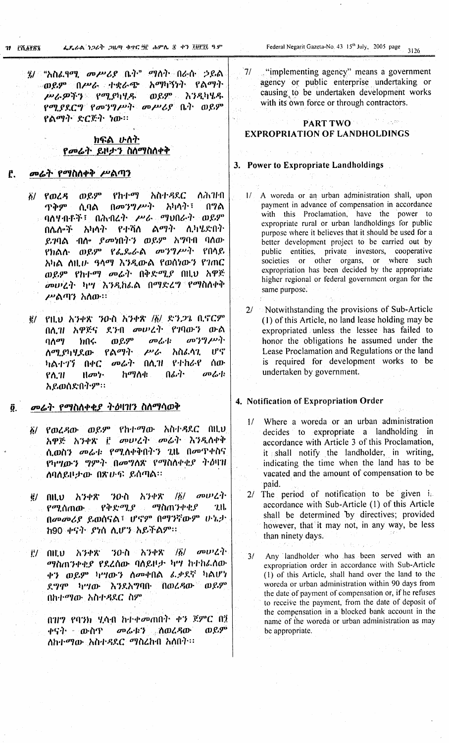፯/ "አስፈፃሚ መሥሪያ ቤት" ማለት በራሱ ኃይል ወይም በሥራ ተቋራጭ አማካኝነት የልማት ሥራዎችን የሚያካሂዱ ወይም እንዲካሄዱ የሚያደርግ የመንግሥት መሥሪያ ቤት ወይም የልማት ድርጅት ነው፡፡

## ክፍል ሁለት
## የመሬት ይዞታን ስለማስለቀቅ

### ፫. መሬት የማስለቀቅ ሥልጣን

፩/ የወረዳ ወይም የከተማ አስተዳደር ለሕዝብ ጥቅም ሲባል በመንግሥት አካላት፣ በግል ባለሃብቶች፣ በሕብረት ሥራ ማህበራት ወይም በሌሎች አካላት የተሻለ ልማት ለካሄድበት ይገባል ብሎ ያመነበትን ወይም አግባብ ባለው የክልል ወይም የፌዴራል መንግሥት የበላይ አካል ለዚሁ ዓላማ እንዲውል የወሰነውን የገጠር ወይም የከተማ መሬት በቅድሚያ በዚህ አዋጅ መሠረት ካሣ እንዲከፈል በማድረግ የማስለቀቅ ሥልጣን አለው፡፡

፪/ የዚህ አንቀጽ ንዑስ አንቀጽ /፩/ ድንጋጌ ቢኖርም በሊዝ አዋጅና ደንብ መሠረት የገባውን ውል ባለማክበሩ ወይም መሬቱ መንግሥት ለሚያካሄደው የልማት ሥራ አስፈላጊ ሆኖ ካልተገኘ በቀር መሬት በሊዝ የተከራየ ሰው የሊዝ ዘመኑ ከማለቁ በፊት መሬቱ አይወሰድበትም፡፡

### ፬. መሬት የማስለቀቂያ ትዕዛዝን ስለማሳወቅ

፩/ የወረዳው ወይም የከተማው አስተዳደር በዚህ አዋጅ አንቀጽ ፫ መሠረት መሬት እንዲለቀቅ ሲወስን መሬቱ የሚለቀቅበትን ጊዜ በመጥቀስና የካሣውን ግምት በመግለጽ የማስለቀቂያ ትዕዛዝ ለባለይዞታው በጽሁፍ ይሰጣል፡፡

፪/ በዚህ አንቀጽ ንዑስ አንቀጽ /፩/ መሠረት የሚሰጠው የቅድሚያ ማስጠንቀቂያ ጊዜ በመመሪያ ይወሰናል፤ ሆኖም በማንኛውም ሁኔታ ከ90 ቀናት ያነሰ ሊሆን አይችልም፡፡

፫/ በዚህ አንቀጽ ንዑስ አንቀጽ /፩/ መሠረት ማስጠንቀቂያ የደረሰው ባለይዞታ ካሣ ከተከፈለው ቀን ወይም ካሣውን ለመቀበል ፈቃደኛ ካልሆነ ደግሞ ካሣው እንደአግባቡ በወረዳው ወይም በከተማው አስተዳደር ስም

በዝግ የባንክ ሂሳብ ከተቀመጠበት ቀን ጀምሮ በ፺ ቀናት ውስጥ መሬቱን ለወረዳው ወይም ለከተማው አስተዳደር ማስረከብ አለበት፡፡

7/ "implementing agency" means a government agency or public enterprise undertaking or causing to be undertaken development works with its own force or through contractors.

## PART TWO
## EXPROPRIATION OF LANDHOLDINGS

### 3. Power to Expropriate Landholdings

1/ A woreda or an urban administration shall, upon payment in advance of compensation in accordance with this Proclamation, have the power to expropriate rural or urban landholdings for public purpose where it believes that it should be used for a better development project to be carried out by public entities, private investors, cooperative societies or other organs, or where such expropriation has been decided by the appropriate higher regional or federal government organ for the same purpose.

2/ Notwithstanding the provisions of Sub-Article (1) of this Article, no land lease holding may be expropriated unless the lessee has failed to honor the obligations he assumed under the Lease Proclamation and Regulations or the land is required for development works to be undertaken by government.

### 4. Notification of Expropriation Order

1/ Where a woreda or an urban administration decides to expropriate a landholding in accordance with Article 3 of this Proclamation, it shall notify the landholder, in writing, indicating the time when the land has to be vacated and the amount of compensation to be paid.

2/ The period of notification to be given in accordance with Sub-Article (1) of this Article shall be determined by directives; provided however, that it may not, in any way, be less than ninety days.

3/ Any landholder who has been served with an expropriation order in accordance with Sub-Article (1) of this Article, shall hand over the land to the woreda or urban administration within 90 days from the date of payment of compensation or, if he refuses to receive the payment, from the date of deposit of the compensation in a blocked bank account in the name of the woreda or urban administration as may be appropriate.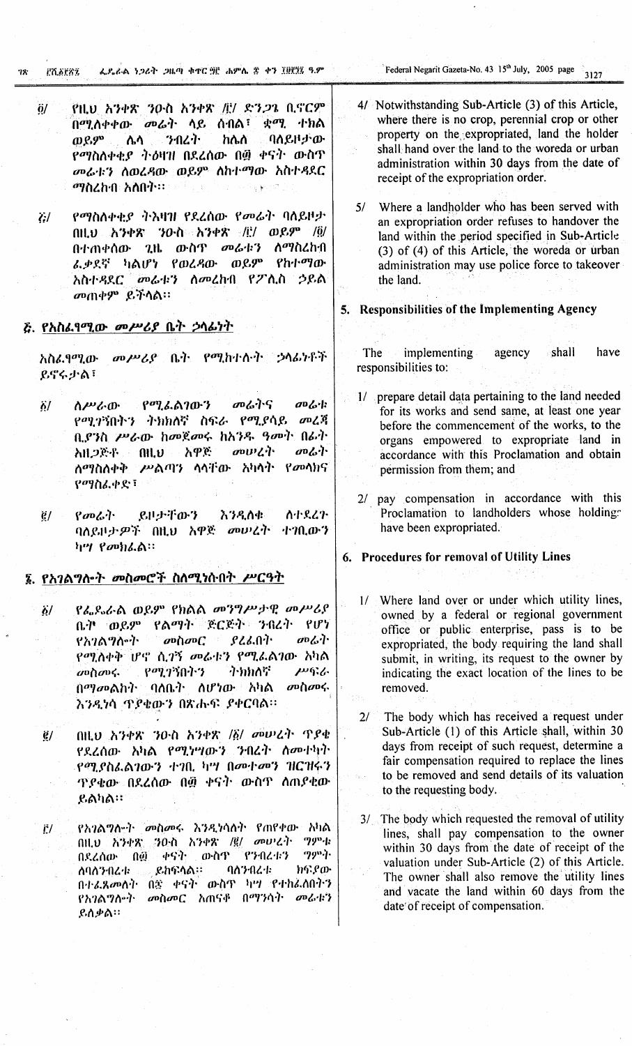፬/ የዚህ አንቀጽ ንዑስ አንቀጽ /፫/ ድንጋጌ ቢኖርም በሚለቀቀው መሬት ላይ ሰብል፣ ቋሚ ተክል ወይም ሌላ ንብረት ከሌለ ባለይዞታው የማስለቀቂያ ትዕዛዝ በደረሰው በ፴ ቀናት ውስጥ መሬቱን ለወረዳው ወይም ለከተማው አስተዳደር ማስረከብ አለበት።

፭/ የማስለቀቂያ ትእዛዝ የደረሰው የመሬት ባለይዞታ በዚህ አንቀጽ ንዑስ አንቀጽ /፫/ ወይም /፬/ በተጠቀሰው ጊዜ ውስጥ መሬቱን ለማስረከብ ፈቃደኛ ካልሆነ የወረዳው ወይም የከተማው አስተዳደር መሬቱን ለመረከብ የፖሊስ ኃይል መጠቀም ይችላል።

## ፭. የአስፈፃሚው መሥሪያ ቤት ኃላፊነት

አስፈፃሚው መሥሪያ ቤት የሚከተሉት ኃላፊነቶች ይኖሩታል፣

፩/ ለሥራው የሚፈልገውን መሬትና መሬቱ የሚገኝበትን ትክክለኛ ስፍራ የሚያሳይ መረጃ ቢያንስ ሥራው ከመጀመሩ ከአንዱ ዓመት በፊት አዘጋጅቶ በዚህ አዋጅ መሠረት መሬት ለማስለቀቅ ሥልጣን ላላቸው አካላት የመላክና የማስፈቀድ፣

፪/ የመሬት ይዞታቸውን እንዲለቁ ለተደረጉ ባለይዞታዎች በዚህ አዋጅ መሠረት ተገቢውን ካሣ የመክፈል።

## ፮. የአገልግሎት መስመሮች ስለሚነሱበት ሥርዓት

፩/ የፌዴራል ወይም የክልል መንግሥታዊ መሥሪያ ቤት ወይም የልማት ድርጅት ንብረት የሆነ የአገልግሎት መስመር ያረፈበት መሬት የሚለቀቅ ሆኖ ሲገኝ መሬቱን የሚፈልገው አካል መስመሩ የሚገኝበትን ትክክለኛ ሥፍራ በማመልከት ባለቤት ለሆነው አካል መስመሩ እንዲነሳ ጥያቄውን በጽሑፍ ያቀርባል።

፪/ በዚህ አንቀጽ ንዑስ አንቀጽ /፩/ መሠረት ጥያቄ የደረሰው አካል የሚነሣውን ንብረት ለመተካት የሚያስፈልገውን ተገቢ ካሣ በመተመን ዝርዝሩን ጥያቄው በደረሰው በ፴ ቀናት ውስጥ ለጠያቂው ይልካል።

፫/ የአገልግሎት መስመሩ እንዲነሳለት የጠየቀው አካል በዚህ አንቀጽ /፪/ መሠረት ግምቱ በደረሰው በ፴ ቀናት ውስጥ የንብረቱን ግምት ለባለንብረቱ ይከፍላል። ባለንብረቱ ክፍያው በተፈጸመለት በ፷ ቀናት ውስጥ ካሣ የተከፈለበትን የአገልግሎት መስመር አጠናቆ በማንሳት መሬቱን ይለቃል።

4/ Notwithstanding Sub-Article (3) of this Article, where there is no crop, perennial crop or other property on the expropriated, land the holder shall hand over the land to the woreda or urban administration within 30 days from the date of receipt of the expropriation order.

5/ Where a landholder who has been served with an expropriation order refuses to handover the land within the period specified in Sub-Article (3) of (4) of this Article, the woreda or urban administration may use police force to takeover the land.

## 5. Responsibilities of the Implementing Agency

The implementing agency shall have responsibilities to:

1/ prepare detail data pertaining to the land needed for its works and send same, at least one year before the commencement of the works, to the organs empowered to expropriate land in accordance with this Proclamation and obtain permission from them; and

2/ pay compensation in accordance with this Proclamation to landholders whose holdings have been expropriated.

## 6. Procedures for removal of Utility Lines

1/ Where land over or under which utility lines, owned by a federal or regional government office or public enterprise, pass is to be expropriated, the body requiring the land shall submit, in writing, its request to the owner by indicating the exact location of the lines to be removed.

2/ The body which has received a request under Sub-Article (1) of this Article shall, within 30 days from receipt of such request, determine a fair compensation required to replace the lines to be removed and send details of its valuation to the requesting body.

3/ The body which requested the removal of utility lines, shall pay compensation to the owner within 30 days from the date of receipt of the valuation under Sub-Article (2) of this Article. The owner shall also remove the utility lines and vacate the land within 60 days from the date of receipt of compensation.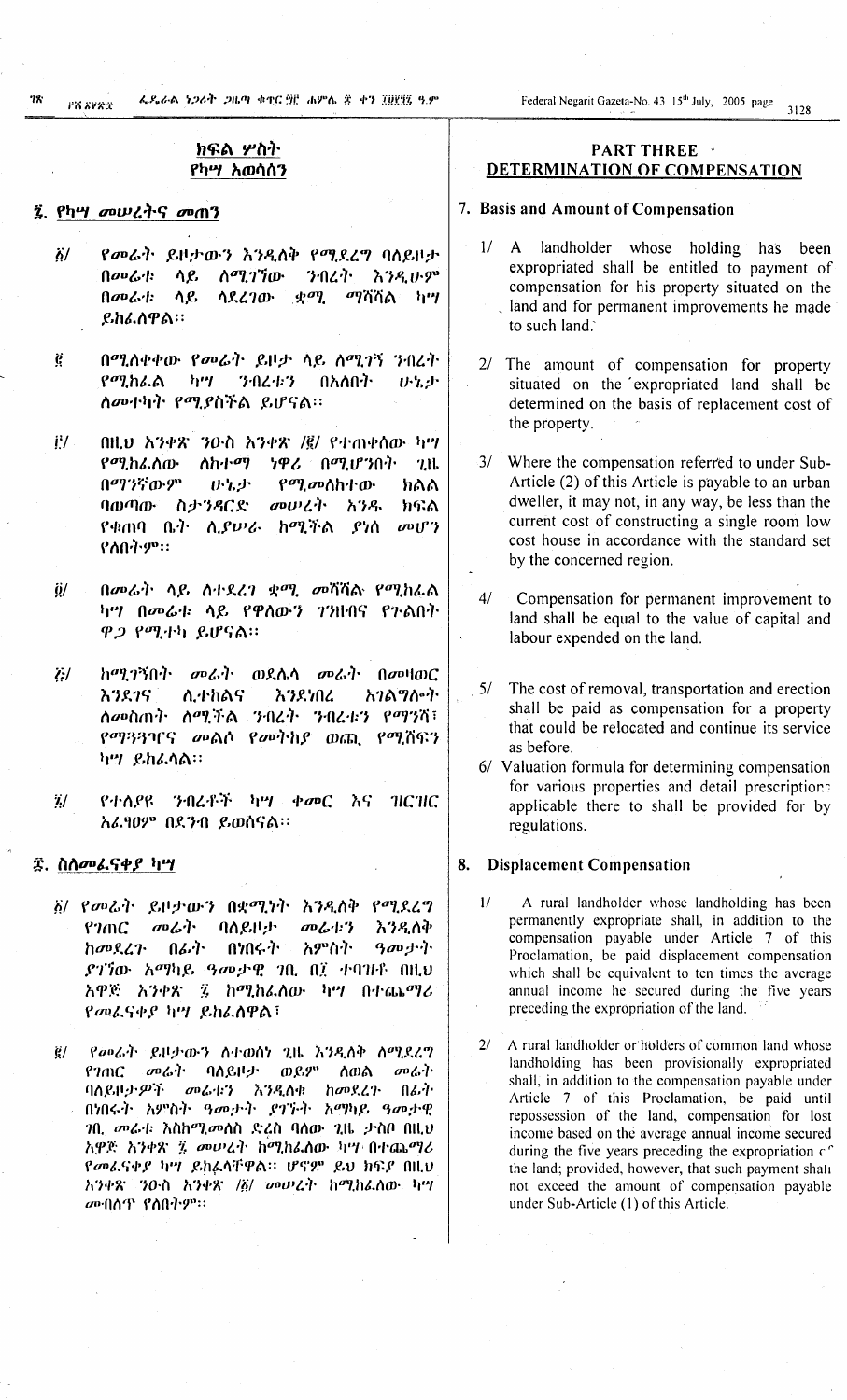## ክፍል ሦስት
## የካሣ አወሳሰን

### ፯. የካሣ መሠረትና መጠን

፩/ የመሬት ይዞታውን እንዲለቅ የሚደረግ ባለይዞታ በመሬቱ ላይ ለሚገኘው ንብረት እንዲሁም በመሬቱ ላይ ላደረገው ቋሚ ማሻሻል ካሣ ይከፈለዋል።

፪/ በሚለቀቀው የመሬት ይዞታ ላይ ለሚገኝ ንብረት የሚከፈል ካሣ ንብረቱን በአለበት ሁኔታ ለመተካት የሚያስችል ይሆናል።

፫/ በዚህ አንቀጽ ንዑስ አንቀጽ /፪/ የተጠቀሰው ካሣ የሚከፈለው ለከተማ ነዋሪ በሚሆንበት ጊዜ በማንኛውም ሁኔታ የሚመለከተው ክልል ባወጣው ስታንዳርድ መሠረት አንዱ ክፍል የቁጠባ ቤት ሊያሠራ ከሚችል ያነሰ መሆን የለበትም።

፬/ በመሬት ላይ ለተደረገ ቋሚ መሻሻል የሚከፈል ካሣ በመሬቱ ላይ የዋለውን ገንዘብና የጉልበት ዋጋ የሚተካ ይሆናል።

፭/ ከሚገኝበት መሬት ወደሌላ መሬት በመዛወር እንደገና ሊተከልና እንደነበረ አገልግሎት ለመስጠት ለሚችል ንብረት ንብረቱን የማንሻ፣ የማጓጓዣና መልሶ የመትከያ ወጪ የሚሸፍን ካሣ ይከፈላል።

፮/ የተለያዩ ንብረቶች ካሣ ቀመር እና ዝርዝር አፈፃፀም በደንብ ይወሰናል።

### ፰. ስለመፈናቀያ ካሣ

፩/ የመሬት ይዞታውን በቋሚነት እንዲለቅ የሚደረግ የገጠር መሬት ባለይዞታ መሬቱን እንዲለቅ ከመደረጉ በፊት በነበሩት አምስት ዓመታት ያገኘው አማካይ ዓመታዊ ገቢ በ፲ ተባዝቶ በዚህ አዋጅ አንቀጽ ፯ ከሚከፈለው ካሣ በተጨማሪ የመፈናቀያ ካሣ ይከፈለዋል፣

፪/ የመሬት ይዞታውን ለተወሰነ ጊዜ እንዲለቅ ለሚደረግ የገጠር መሬት ባለይዞታ ወይም ለወል መሬት ባለይዞታዎች መሬቱን እንዲለቁ ከመደረጉ በፊት በነበሩት አምስት ዓመታት ያገኙት አማካይ ዓመታዊ ገቢ መሬቱ እስከሚመለስ ድረስ ባለው ጊዜ ታስቦ በዚህ አዋጅ አንቀጽ ፯ መሠረት ከሚከፈለው ካሣ በተጨማሪ የመፈናቀያ ካሣ ይከፈላቸዋል። ሆኖም ይህ ክፍያ በዚህ አንቀጽ ንዑስ አንቀጽ /፩/ መሠረት ከሚከፈለው ካሣ መብለጥ የለበትም።

## PART THREE
## DETERMINATION OF COMPENSATION

### 7. Basis and Amount of Compensation

1/ A landholder whose holding has been expropriated shall be entitled to payment of compensation for his property situated on the land and for permanent improvements he made to such land.

2/ The amount of compensation for property situated on the expropriated land shall be determined on the basis of replacement cost of the property.

3/ Where the compensation referred to under Sub-Article (2) of this Article is payable to an urban dweller, it may not, in any way, be less than the current cost of constructing a single room low cost house in accordance with the standard set by the concerned region.

4/ Compensation for permanent improvement to land shall be equal to the value of capital and labour expended on the land.

5/ The cost of removal, transportation and erection shall be paid as compensation for a property that could be relocated and continue its service as before.

6/ Valuation formula for determining compensation for various properties and detail prescriptions applicable there to shall be provided for by regulations.

### 8. Displacement Compensation

1/ A rural landholder whose landholding has been permanently expropriate shall, in addition to the compensation payable under Article 7 of this Proclamation, be paid displacement compensation which shall be equivalent to ten times the average annual income he secured during the five years preceding the expropriation of the land.

2/ A rural landholder or holders of common land whose landholding has been provisionally expropriated shall, in addition to the compensation payable under Article 7 of this Proclamation, be paid until repossession of the land, compensation for lost income based on the average annual income secured during the five years preceding the expropriation of the land; provided, however, that such payment shall not exceed the amount of compensation payable under Sub-Article (1) of this Article.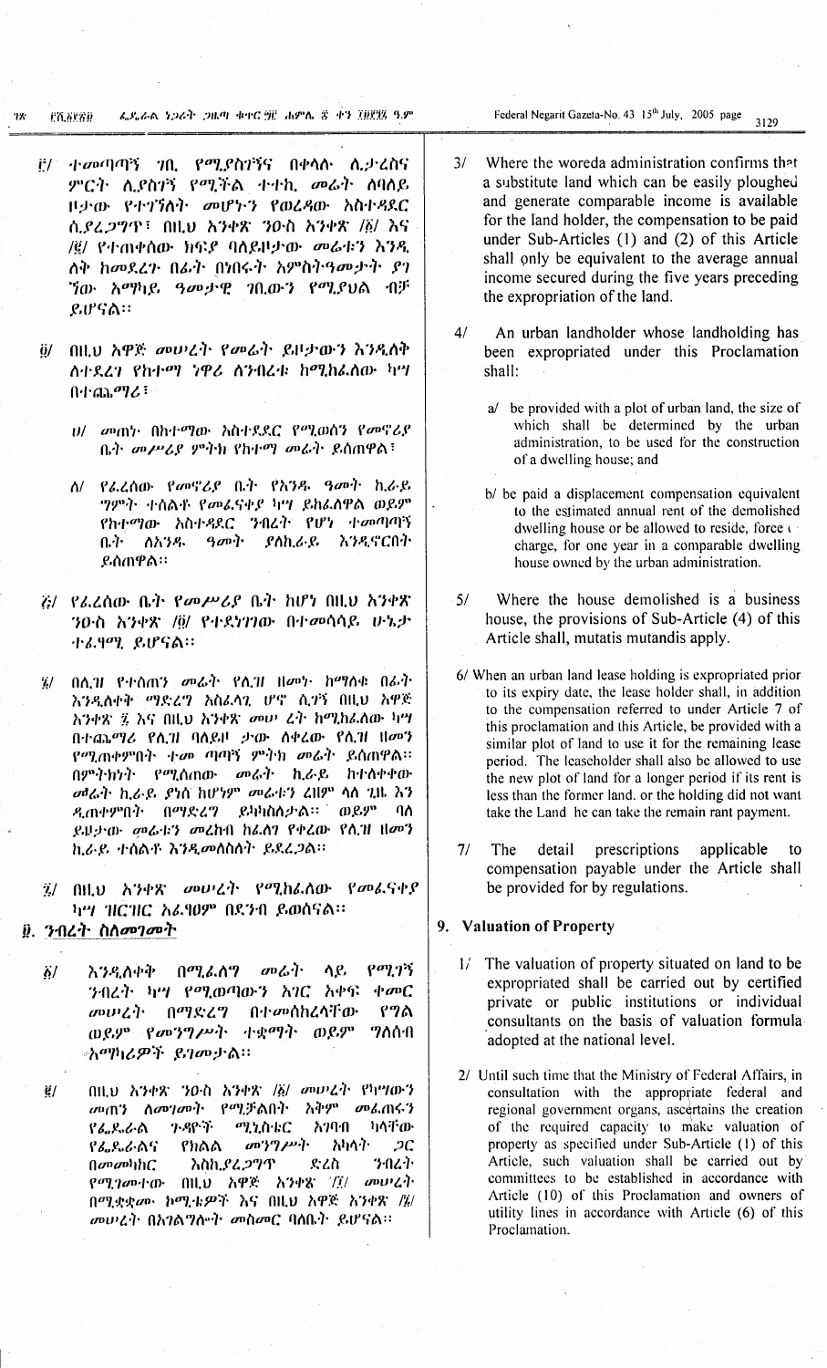፫/ ተመጣጣኝ ገቢ የሚያስገኝና በቀላሉ ሊታረስና ምርት ሊያስገኝ የሚችል ተተኪ መሬት ለባለ ይዞታው የተገኘለት መሆኑን የወረዳው አስተዳደር ሲያረጋግጥ፣ በዚህ አንቀጽ ንዑስ አንቀጽ /፩/ እና /፪/ የተጠቀሰው ክፍያ ባለይዞታው መሬቱን እንዲለቅ ከመደረጉ በፊት በነበሩት አምስትዓመታት ያገኘው አማካይ ዓመታዊ ገቢውን የሚያህል ብቻ ይሆናል፡፡

፬/ በዚህ አዋጅ መሠረት የመሬት ይዞታውን እንዲለቅ ለተደረገ የከተማ ነዋሪ ለንብረቱ ከሚከፈለው ካሣ በተጨማሪ፣

ሀ/ መጠኑ በከተማው አስተዳደር የሚወሰን የመኖሪያ ቤት መሥሪያ ምትክ የከተማ መሬት ይሰጠዋል፣

ለ/ የፈረሰው የመኖሪያ ቤት የአንዱ ዓመት ኪራይ ግምት ተሰልቶ የመፈናቀያ ካሣ ይከፈለዋል ወይም የከተማው አስተዳደር ንብረት የሆነ ተመጣጣኝ ቤት ለአንዱ ዓመት ያለኪራይ እንዲኖርበት ይሰጠዋል፡፡

፭/ የፈረሰው ቤት የመሥሪያ ቤት ከሆነ በዚህ አንቀጽ ንዑስ አንቀጽ /፬/ የተደነገገው በተመሳሳይ ሁኔታ ተፈፃሚ ይሆናል፡፡

፮/ በሊዝ የተሰጠን መሬት የሊዝ ዘመኑ ከማለቁ በፊት እንዲለቀቅ ማድረግ አስፈላጊ ሆኖ ሲገኝ በዚህ አዋጅ አንቀጽ ፯ እና በዚህ አንቀጽ መሠረት ከሚከፈለው ካሣ በተጨማሪ የሊዝ ባለይዞታው ለቀረው የሊዝ ዘመን የሚጠቀምበት ተመጣጣኝ ምትክ መሬት ይሰጠዋል፡፡ በምትክነት የሚሰጠው መሬት ኪራይ ከተለቀቀው መሬት ኪራይ ያነሰ ከሆነም መሬቱን ረዘም ላለ ጊዜ እን ዲጠቀምበት በማድረግ ይካካስለታል፡፡ ወይም ባለ ይዞታው መሬቱን መረከብ ካልፈለገ የቀረው የሊዝ ዘመን ኪራይ ተሰልቶ እንዲመለስለት ይደረጋል፡፡

፯/ በዚህ አንቀጽ መሠረት የሚከፈለው የመፈናቀያ ካሣ ዝርዝር አፈፃፀም በደንብ ይወሰናል፡፡

## ፱. ንብረት ስለመገመት

፩/ እንዲለቀቅ በሚፈለግ መሬት ላይ የሚገኝ ንብረት ካሣ የሚወጣውን አገር አቀፍ ቀመር መሠረት በማድረግ በተመሰከረላቸው የግል ወይም የመንግሥት ተቋማት ወይም ግለሰብ አማካሪዎች ይገመታል፡፡

፪/ በዚህ አንቀጽ ንዑስ አንቀጽ /፩/ መሠረት የካሣውን መጠን ለመገመት የሚቻልበት አቅም መፈጠሩን የፌዴራል ጉዳዮች ሚኒስቴር አግባብ ካላቸው የፌዴራልና የክልል መንግሥት አካላት ጋር በመመካከር እስኪያረጋግጥ ድረስ ንብረት የሚገመተው በዚህ አዋጅ አንቀጽ /፲/ መሠረት በሚቋቋሙ ኮሚቴዎች እና በዚህ አዋጅ አንቀጽ /፮/ መሠረት በአገልግሎት መስመር ባለቤት ይሆናል፡፡

3/ Where the woreda administration confirms that a substitute land which can be easily ploughed and generate comparable income is available for the land holder, the compensation to be paid under Sub-Articles (1) and (2) of this Article shall only be equivalent to the average annual income secured during the five years preceding the expropriation of the land.

4/ An urban landholder whose landholding has been expropriated under this Proclamation shall:

a/ be provided with a plot of urban land, the size of which shall be determined by the urban administration, to be used for the construction of a dwelling house; and

b/ be paid a displacement compensation equivalent to the estimated annual rent of the demolished dwelling house or be allowed to reside, free of charge, for one year in a comparable dwelling house owned by the urban administration.

5/ Where the house demolished is a business house, the provisions of Sub-Article (4) of this Article shall, mutatis mutandis apply.

6/ When an urban land lease holding is expropriated prior to its expiry date, the lease holder shall, in addition to the compensation referred to under Article 7 of this proclamation and this Article, be provided with a similar plot of land to use it for the remaining lease period. The leaseholder shall also be allowed to use the new plot of land for a longer period if its rent is less than the former land. or the holding did not want take the Land he can take the remain rant payment.

7/ The detail prescriptions applicable to compensation payable under the Article shall be provided for by regulations.

## 9. Valuation of Property

1/ The valuation of property situated on land to be expropriated shall be carried out by certified private or public institutions or individual consultants on the basis of valuation formula adopted at the national level.

2/ Until such time that the Ministry of Federal Affairs, in consultation with the appropriate federal and regional government organs, ascertains the creation of the required capacity to make valuation of property as specified under Sub-Article (1) of this Article, such valuation shall be carried out by committees to be established in accordance with Article (10) of this Proclamation and owners of utility lines in accordance with Article (6) of this Proclamation.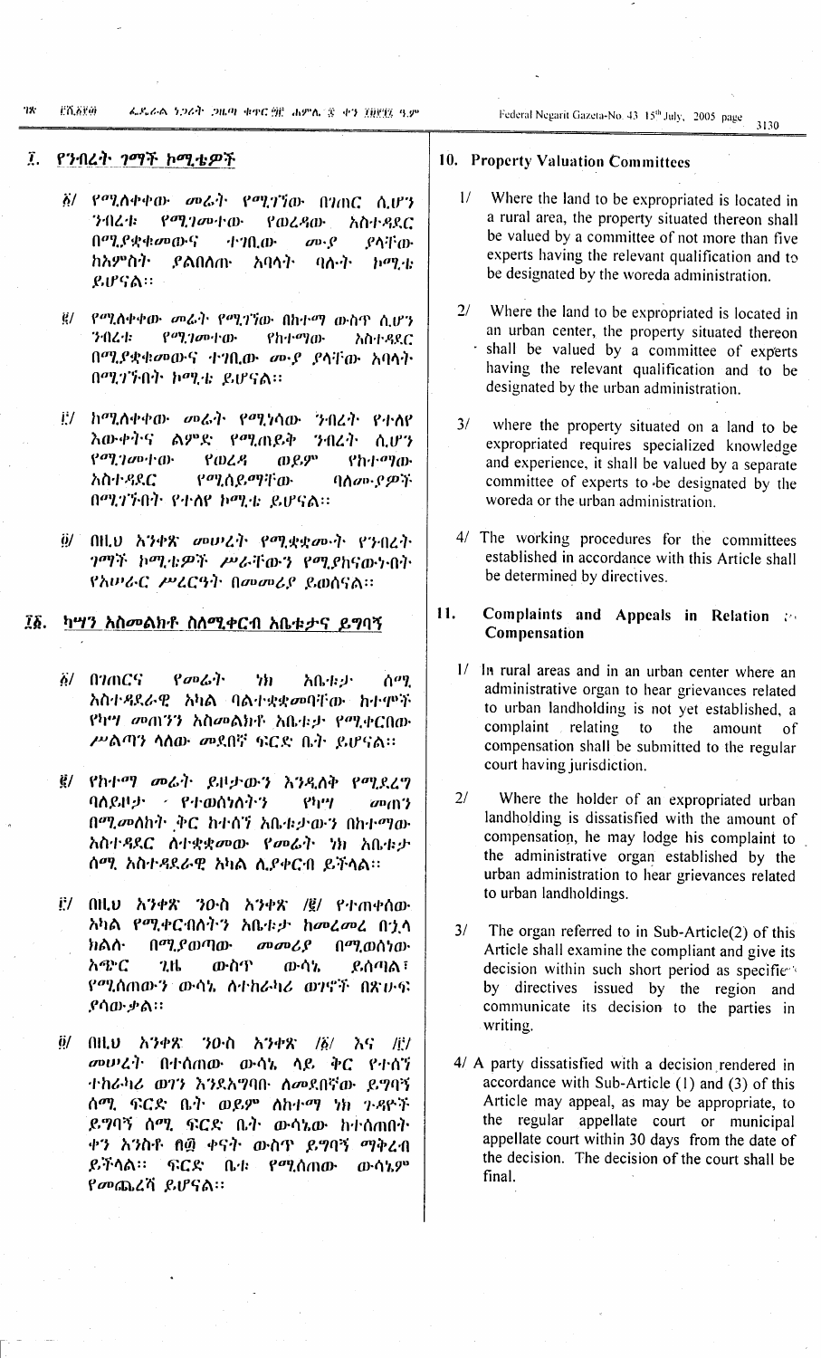## ፲. የንብረት ገማች ኮሚቴዎች

፩/ የሚለቀቀው መሬት የሚገኘው በገጠር ሲሆን ንብረቱ የሚገመተው የወረዳው አስተዳደር በሚያቋቁመውና ተገቢው ሙያ ያላቸው ከአምስት ያልበለጡ አባላት ባሉት ኮሚቴ ይሆናል፡፡

፪/ የሚለቀቀው መሬት የሚገኘው በከተማ ውስጥ ሲሆን ንብረቱ የሚገመተው የከተማው አስተዳደር በሚያቋቁመውና ተገቢው ሙያ ያላቸው አባላት በሚገኙበት ኮሚቴ ይሆናል፡፡

፫/ ከሚለቀቀው መሬት የሚነሳው ንብረት የተለየ እውቀትና ልምድ የሚጠይቅ ንብረት ሲሆን የሚገመተው የወረዳ ወይም የከተማው አስተዳደር የሚሰይማቸው ባለሙያዎች በሚገኙበት የተለየ ኮሚቴ ይሆናል፡፡

፬/ በዚህ አንቀጽ መሠረት የሚቋቋሙት የንብረት ገማች ኮሚቴዎች ሥራቸውን የሚያከናውኑበት የአሠራር ሥርዓት በመመሪያ ይወሰናል፡፡

## ፲፩. ካሣን አስመልክቶ ስለሚቀርብ አቤቱታና ይግባኝ

፩/ በገጠርና የመሬት ነክ አቤቱታ ሰሚ አስተዳደራዊ አካል ባልተቋቋመባቸው ከተሞች የካሣ መጠንን አስመልክቶ አቤቱታ የሚቀርበው ሥልጣን ላለው መደበኛ ፍርድ ቤት ይሆናል፡፡

፪/ የከተማ መሬት ይዞታውን እንዲለቅ የሚደረግ ባለይዞታ የተወሰነለትን የካሣ መጠን በሚመለከት ቅር ከተሰኘ አቤቱታውን በከተማው አስተዳደር ለተቋቋመው የመሬት ነክ አቤቱታ ሰሚ አስተዳደራዊ አካል ሊያቀርብ ይችላል፡፡

፫/ በዚህ አንቀጽ ንዑስ አንቀጽ /፪/ የተጠቀሰው አካል የሚቀርብለትን አቤቱታ ከመረመረ በኋላ ክልሉ በሚያወጣው መመሪያ በሚወሰነው አጭር ጊዜ ውስጥ ውሳኔ ይሰጣል፤ የሚሰጠውን ውሳኔ ለተከራካሪ ወገኖች በጽሁፍ ያሳውቃል፡፡

፬/ በዚህ አንቀጽ ንዑስ አንቀጽ /፩/ እና /፫/ መሠረት በተሰጠው ውሳኔ ላይ ቅር የተሰኘ ተከራካሪ ወገን እንደአግባቡ ለመደበኛው ይግባኝ ሰሚ ፍርድ ቤት ወይም ለከተማ ነክ ጉዳዮች ይግባኝ ሰሚ ፍርድ ቤት ውሳኔው ከተሰጠበት ቀን አንስቶ በ፴ ቀናት ውስጥ ይግባኝ ማቅረብ ይችላል፡፡ ፍርድ ቤቱ የሚሰጠው ውሳኔም የመጨረሻ ይሆናል፡፡

## 10. Property Valuation Committees

1/ Where the land to be expropriated is located in a rural area, the property situated thereon shall be valued by a committee of not more than five experts having the relevant qualification and to be designated by the woreda administration.

2/ Where the land to be expropriated is located in an urban center, the property situated thereon shall be valued by a committee of experts having the relevant qualification and to be designated by the urban administration.

3/ where the property situated on a land to be expropriated requires specialized knowledge and experience, it shall be valued by a separate committee of experts to be designated by the woreda or the urban administration.

4/ The working procedures for the committees established in accordance with this Article shall be determined by directives.

## 11. Complaints and Appeals in Relation to Compensation

1/ In rural areas and in an urban center where an administrative organ to hear grievances related to urban landholding is not yet established, a complaint relating to the amount of compensation shall be submitted to the regular court having jurisdiction.

2/ Where the holder of an expropriated urban landholding is dissatisfied with the amount of compensation, he may lodge his complaint to the administrative organ established by the urban administration to hear grievances related to urban landholdings.

3/ The organ referred to in Sub-Article(2) of this Article shall examine the compliant and give its decision within such short period as specified by directives issued by the region and communicate its decision to the parties in writing.

4/ A party dissatisfied with a decision rendered in accordance with Sub-Article (1) and (3) of this Article may appeal, as may be appropriate, to the regular appellate court or municipal appellate court within 30 days from the date of the decision. The decision of the court shall be final.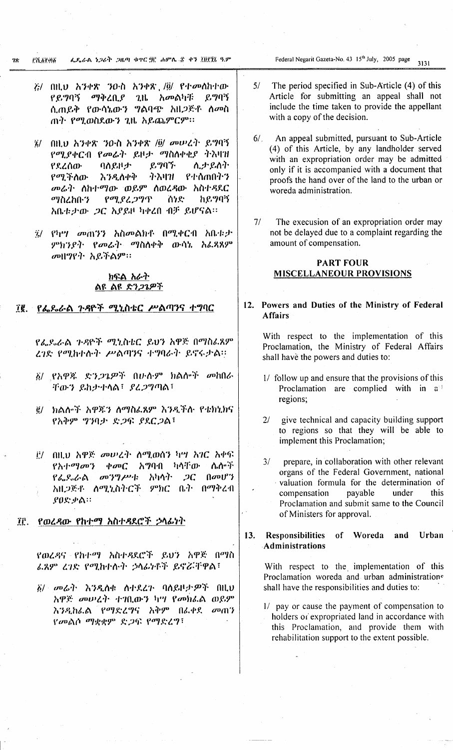፭/ በዚህ አንቀጽ ንዑስ አንቀጽ /፬/ የተመለከተው የይግባኝ ማቅረቢያ ጊዜ አመልካቹ ይግባኝ ሲጠይቅ የውሳኔውን ግልባጭ አዘጋጅቶ ለመስጠት የሚወስደውን ጊዜ አይጨምርም።

፮/ በዚህ አንቀጽ ንዑስ አንቀጽ /፬/ መሠረት ይግባኝ የሚያቀርብ የመሬት ይዞታ ማስለቀቂያ ትእዛዝ የደረሰው ባለይዞታ ይግባኙ ሊታይለት የሚችለው እንዲለቀቅ ትእዛዝ የተሰጠበትን መሬት ለከተማው ወይም ለወረዳው አስተዳደር ማስረከቡን የሚያረጋግጥ ሰነድ ከይግባኝ አቤቱታው ጋር አያይዞ ካቀረበ ብቻ ይሆናል።

፯/ የካሣ መጠንን አስመልክቶ በሚቀርብ አቤቱታ ምክንያት የመሬት ማስለቀቅ ውሳኔ አፈጻጸም መዘግየት አይችልም።

## ክፍል አራት
## ልዩ ልዩ ድንጋጌዎች

### ፲፪. የፌዴራል ጉዳዮች ሚኒስቴር ሥልጣንና ተግባር

የፌዴራል ጉዳዮች ሚኒስቴር ይህን አዋጅ በማስፈጸም ረገድ የሚከተሉት ሥልጣንና ተግባራት ይኖሩታል፡፡

፩/ የአዋጁ ድንጋጌዎች በሁሉም ክልሎች መከበራቸውን ይከታተላል፣ ያረጋግጣል፣

፪/ ክልሎች አዋጁን ለማስፈጸም እንዲችሉ የቴክኒክና የአቅም ግንባታ ድጋፍ ያደርጋል፣

፫/ በዚህ አዋጅ መሠረት ለሚወሰን ካሣ አገር አቀፍ የአተማመን ቀመር አግባብ ካላቸው ሌሎች የፌዴራል መንግሥት አካላት ጋር በመሆን አዘጋጅቶ ለሚኒስትሮች ምክር ቤት በማቅረብ ያፀድቃል።

### ፲፫. የወረዳው የከተማ አስተዳደሮች ኃላፊነት

የወረዳና የከተማ አስተዳደሮች ይህን አዋጅ በማስፈጸም ረገድ የሚከተሉት ኃላፊነቶች ይኖሯቸዋል፣

፩/ መሬት እንዲለቁ ለተደረጉ ባለይዞታዎች በዚህ አዋጅ መሠረት ተገቢውን ካሣ የመክፈል ወይም እንዲከፈል የማድረግና አቅም በፈቀደ መጠን የመልሶ ማቋቋም ድጋፍ የማድረግ፣

5/ The period specified in Sub-Article (4) of this Article for submitting an appeal shall not include the time taken to provide the appellant with a copy of the decision.

6/ An appeal submitted, pursuant to Sub-Article (4) of this Article, by any landholder served with an expropriation order may be admitted only if it is accompanied with a document that proofs the hand over of the land to the urban or woreda administration.

7/ The execusion of an expropriation order may not be delayed due to a complaint regarding the amount of compensation.

## PART FOUR
## MISCELLANEOUR PROVISIONS

### 12. Powers and Duties of the Ministry of Federal Affairs

With respect to the implementation of this Proclamation, the Ministry of Federal Affairs shall have the powers and duties to:

1/ follow up and ensure that the provisions of this Proclamation are complied with in all regions;

2/ give technical and capacity building support to regions so that they will be able to implement this Proclamation;

3/ prepare, in collaboration with other relevant organs of the Federal Government, national valuation formula for the determination of compensation payable under this Proclamation and submit same to the Council of Ministers for approval.

### 13. Responsibilities of Woreda and Urban Administrations

With respect to the implementation of this Proclamation woreda and urban administrations shall have the responsibilities and duties to:

1/ pay or cause the payment of compensation to holders of expropriated land in accordance with this Proclamation, and provide them with rehabilitation support to the extent possible.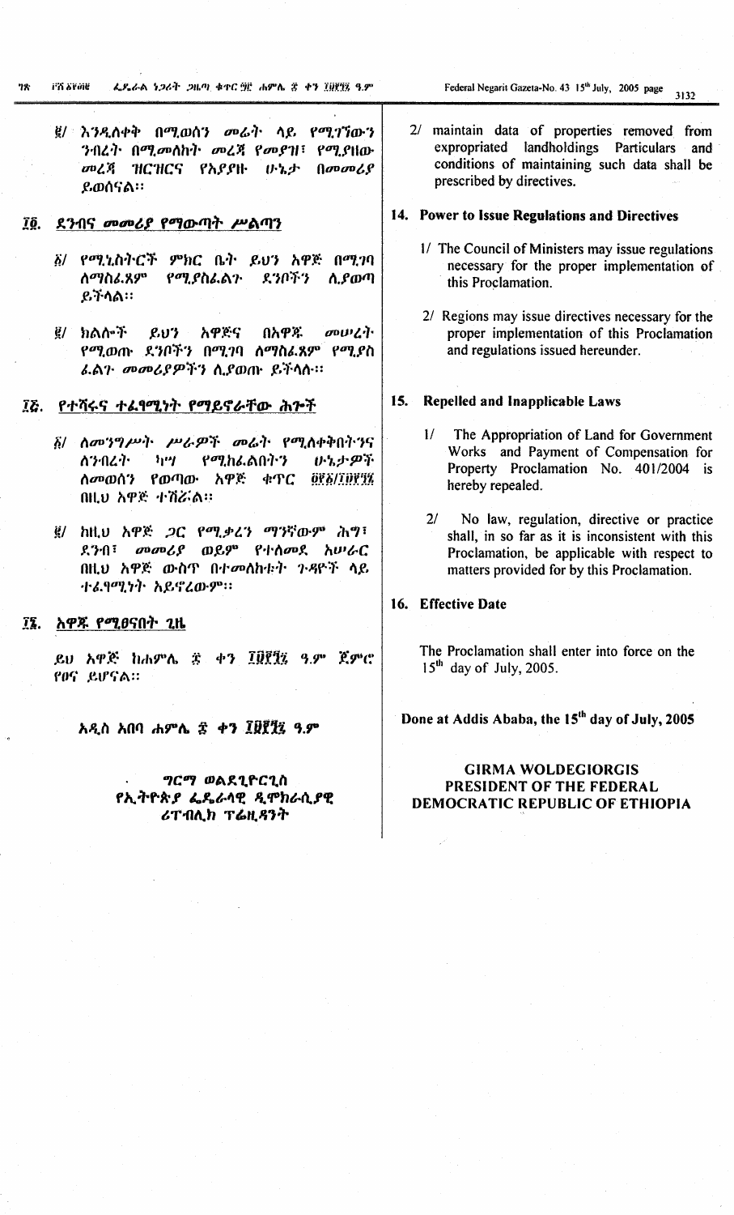፪/ እንዲለቀቅ በሚወሰን መሬት ላይ የሚገኘውን ንብረት በሚመለከት መረጃ የመያዝ፣ የሚያዘው መረጃ ዝርዝርና የአያያዙ ሁኔታ በመመሪያ ይወሰናል።

## ፲፬. ደንብና መመሪያ የማውጣት ሥልጣን

፩/ የሚኒስትሮች ምክር ቤት ይህን አዋጅ በሚገባ ለማስፈጸም የሚያስፈልጉ ደንቦችን ሊያወጣ ይችላል።

፪/ ክልሎች ይህን አዋጅና በአዋጁ መሠረት የሚወጡ ደንቦችን በሚገባ ለማስፈጸም የሚያስፈልጉ መመሪያዎችን ሊያወጡ ይችላሉ።

## ፲፭. የተሻሩና ተፈፃሚነት የማይኖራቸው ሕጎች

፩/ ለመንግሥት ሥራዎች መሬት የሚለቀቅበትንና ለንብረት ካሣ የሚከፈልበትን ሁኔታዎች ለመወሰን የወጣው አዋጅ ቁጥር ፬፻፩/፲፱፻፺፮ በዚህ አዋጅ ተሽሯል።

፪/ ከዚህ አዋጅ ጋር የሚቃረን ማንኛውም ሕግ፣ ደንብ፣ መመሪያ ወይም የተለመደ አሠራር በዚህ አዋጅ ውስጥ በተመለከቱት ጉዳዮች ላይ ተፈፃሚነት አይኖረውም።

## ፲፮. አዋጁ የሚፀናበት ጊዜ

ይህ አዋጅ ከሐምሌ ፰ ቀን ፲፱፻፺፯ ዓ.ም ጀምሮ የፀና ይሆናል።

አዲስ አበባ ሐምሌ ፰ ቀን ፲፱፻፺፯ ዓ.ም

**ግርማ ወልደጊዮርጊስ**
**የኢትዮጵያ ፌዴራላዊ ዲሞክራሲያዊ ሪፐብሊክ ፕሬዚዳንት**

2/ maintain data of properties removed from expropriated landholdings Particulars and conditions of maintaining such data shall be prescribed by directives.

## 14. Power to Issue Regulations and Directives

1/ The Council of Ministers may issue regulations necessary for the proper implementation of this Proclamation.

2/ Regions may issue directives necessary for the proper implementation of this Proclamation and regulations issued hereunder.

## 15. Repelled and Inapplicable Laws

1/ The Appropriation of Land for Government Works and Payment of Compensation for Property Proclamation No. 401/2004 is hereby repealed.

2/ No law, regulation, directive or practice shall, in so far as it is inconsistent with this Proclamation, be applicable with respect to matters provided for by this Proclamation.

## 16. Effective Date

The Proclamation shall enter into force on the 15th day of July, 2005.

Done at Addis Ababa, the 15th day of July, 2005

**GIRMA WOLDEGIORGIS**
**PRESIDENT OF THE FEDERAL DEMOCRATIC REPUBLIC OF ETHIOPIA**